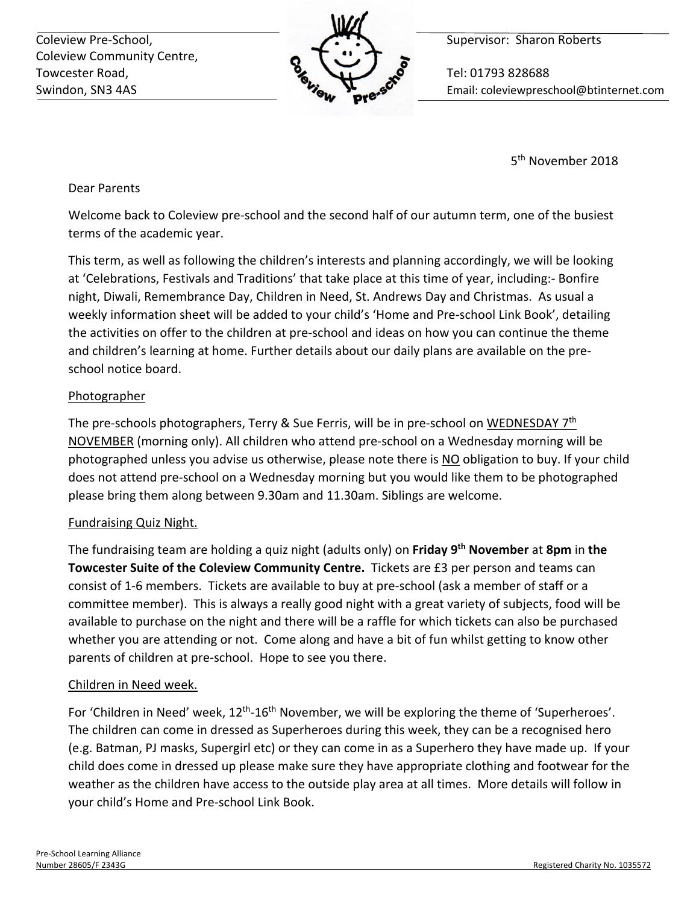Coleview Pre-School,
Coleview Community Centre,
Towcester Road,
Swindon, SN3 4AS

Supervisor: Sharon Roberts

Tel: 01793 828688
Email: coleviewpreschool@btinternet.com

5th November 2018

Dear Parents

Welcome back to Coleview pre-school and the second half of our autumn term, one of the busiest terms of the academic year.

This term, as well as following the children's interests and planning accordingly, we will be looking at 'Celebrations, Festivals and Traditions' that take place at this time of year, including:- Bonfire night, Diwali, Remembrance Day, Children in Need, St. Andrews Day and Christmas. As usual a weekly information sheet will be added to your child's 'Home and Pre-school Link Book', detailing the activities on offer to the children at pre-school and ideas on how you can continue the theme and children's learning at home. Further details about our daily plans are available on the pre-school notice board.

<u>Photographer</u>

The pre-schools photographers, Terry & Sue Ferris, will be in pre-school on <u>WEDNESDAY 7th NOVEMBER</u> (morning only). All children who attend pre-school on a Wednesday morning will be photographed unless you advise us otherwise, please note there is <u>NO</u> obligation to buy. If your child does not attend pre-school on a Wednesday morning but you would like them to be photographed please bring them along between 9.30am and 11.30am. Siblings are welcome.

<u>Fundraising Quiz Night.</u>

The fundraising team are holding a quiz night (adults only) on **Friday 9th November** at **8pm** in **the Towcester Suite of the Coleview Community Centre.** Tickets are £3 per person and teams can consist of 1-6 members. Tickets are available to buy at pre-school (ask a member of staff or a committee member). This is always a really good night with a great variety of subjects, food will be available to purchase on the night and there will be a raffle for which tickets can also be purchased whether you are attending or not. Come along and have a bit of fun whilst getting to know other parents of children at pre-school. Hope to see you there.

<u>Children in Need week.</u>

For 'Children in Need' week, 12th-16th November, we will be exploring the theme of 'Superheroes'. The children can come in dressed as Superheroes during this week, they can be a recognised hero (e.g. Batman, PJ masks, Supergirl etc) or they can come in as a Superhero they have made up. If your child does come in dressed up please make sure they have appropriate clothing and footwear for the weather as the children have access to the outside play area at all times. More details will follow in your child's Home and Pre-school Link Book.

Pre-School Learning Alliance
Number 28605/F 2343G

Registered Charity No. 1035572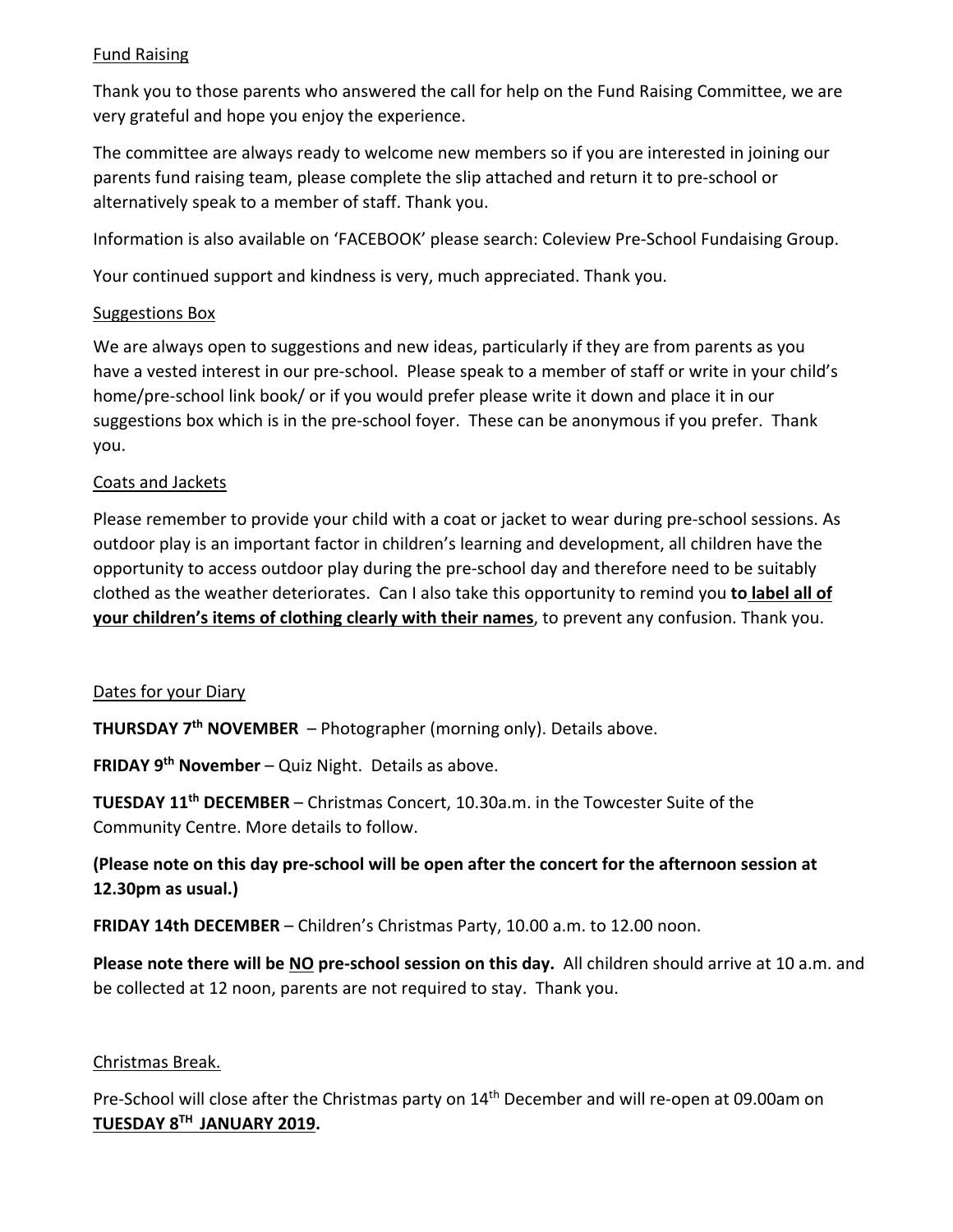## Fund Raising

Thank you to those parents who answered the call for help on the Fund Raising Committee, we are very grateful and hope you enjoy the experience.

The committee are always ready to welcome new members so if you are interested in joining our parents fund raising team, please complete the slip attached and return it to pre-school or alternatively speak to a member of staff. Thank you.

Information is also available on 'FACEBOOK' please search: Coleview Pre-School Fundaising Group.

Your continued support and kindness is very, much appreciated. Thank you.

## Suggestions Box

We are always open to suggestions and new ideas, particularly if they are from parents as you have a vested interest in our pre-school. Please speak to a member of staff or write in your child's home/pre-school link book/ or if you would prefer please write it down and place it in our suggestions box which is in the pre-school foyer. These can be anonymous if you prefer. Thank you.

## Coats and Jackets

Please remember to provide your child with a coat or jacket to wear during pre-school sessions. As outdoor play is an important factor in children's learning and development, all children have the opportunity to access outdoor play during the pre-school day and therefore need to be suitably clothed as the weather deteriorates. Can I also take this opportunity to remind you **to label all of your children's items of clothing clearly with their names**, to prevent any confusion. Thank you.

## Dates for your Diary

**THURSDAY 7th NOVEMBER** – Photographer (morning only). Details above.

**FRIDAY 9th November** – Quiz Night. Details as above.

**TUESDAY 11th DECEMBER** – Christmas Concert, 10.30a.m. in the Towcester Suite of the Community Centre. More details to follow.

**(Please note on this day pre-school will be open after the concert for the afternoon session at 12.30pm as usual.)**

**FRIDAY 14th DECEMBER** – Children's Christmas Party, 10.00 a.m. to 12.00 noon.

**Please note there will be NO pre-school session on this day.** All children should arrive at 10 a.m. and be collected at 12 noon, parents are not required to stay. Thank you.

## Christmas Break.

Pre-School will close after the Christmas party on 14th December and will re-open at 09.00am on **TUESDAY 8TH JANUARY 2019.**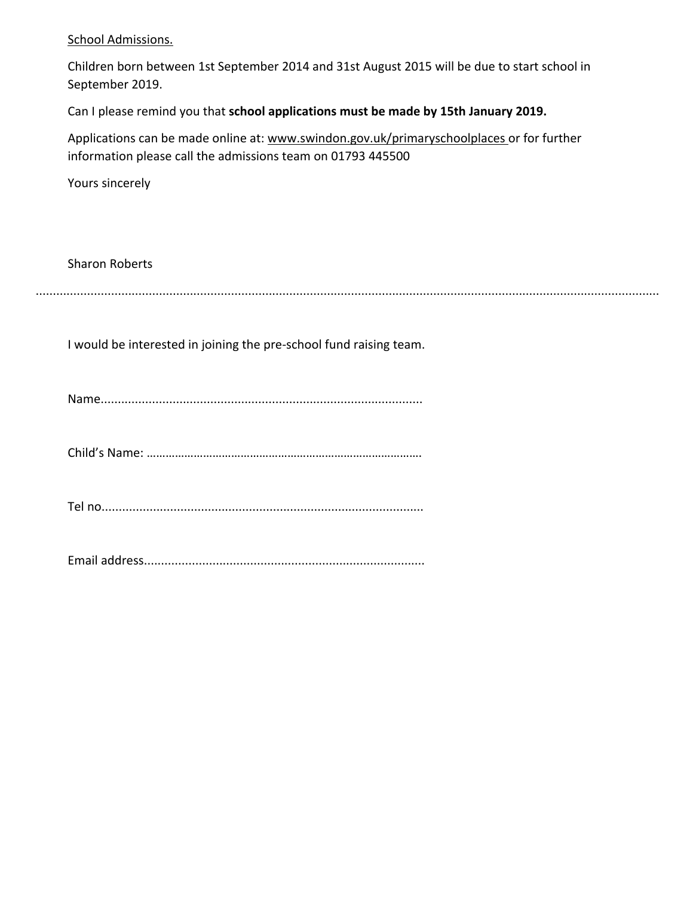School Admissions.

Children born between 1st September 2014 and 31st August 2015 will be due to start school in September 2019.

Can I please remind you that **school applications must be made by 15th January 2019.**

Applications can be made online at: www.swindon.gov.uk/primaryschoolplaces or for further information please call the admissions team on 01793 445500

Yours sincerely

Sharon Roberts

.............................................................................................................................................................................

I would be interested in joining the pre-school fund raising team.

Name............................................................................................

Child's Name: ……………………………………………………………………………

Tel no............................................................................................

Email address................................................................................